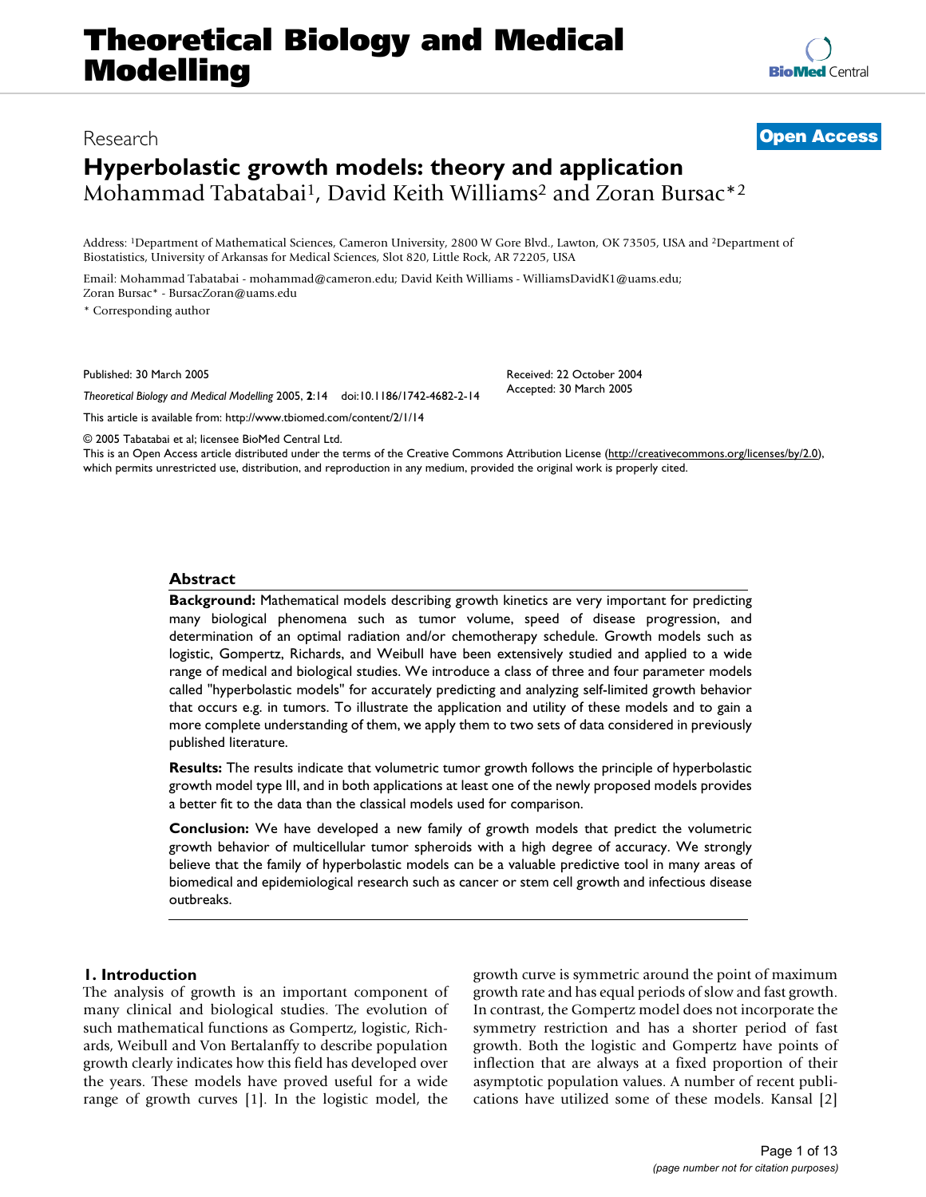# Hyperbolastic growth models: theory and application

Mohammad Tabatabai[1], David Keith Williams[2] and Zoran Bursac*[2]

Address: [1]Department of Mathematical Sciences, Cameron University, 2800 W Gore Blvd., Lawton, OK 73505, USA and [2]Department of Biostatistics, University of Arkansas for Medical Sciences, Slot 820, Little Rock, AR 72205, USA

Email: Mohammad Tabatabai - mohammad@cameron.edu; David Keith Williams - WilliamsDavidK1@uams.edu; Zoran Bursac* - BursacZoran@uams.edu

\* Corresponding author

Published: 30 March 2005

*Theoretical Biology and Medical Modelling* 2005, **2**:14 doi:10.1186/1742-4682-2-14

Received: 22 October 2004
Accepted: 30 March 2005

This article is available from: http://www.tbiomed.com/content/2/1/14

© 2005 Tabatabai et al; licensee BioMed Central Ltd.
This is an Open Access article distributed under the terms of the Creative Commons Attribution License (http://creativecommons.org/licenses/by/2.0), which permits unrestricted use, distribution, and reproduction in any medium, provided the original work is properly cited.

## Abstract

**Background:** Mathematical models describing growth kinetics are very important for predicting many biological phenomena such as tumor volume, speed of disease progression, and determination of an optimal radiation and/or chemotherapy schedule. Growth models such as logistic, Gompertz, Richards, and Weibull have been extensively studied and applied to a wide range of medical and biological studies. We introduce a class of three and four parameter models called "hyperbolastic models" for accurately predicting and analyzing self-limited growth behavior that occurs e.g. in tumors. To illustrate the application and utility of these models and to gain a more complete understanding of them, we apply them to two sets of data considered in previously published literature.

**Results:** The results indicate that volumetric tumor growth follows the principle of hyperbolastic growth model type III, and in both applications at least one of the newly proposed models provides a better fit to the data than the classical models used for comparison.

**Conclusion:** We have developed a new family of growth models that predict the volumetric growth behavior of multicellular tumor spheroids with a high degree of accuracy. We strongly believe that the family of hyperbolastic models can be a valuable predictive tool in many areas of biomedical and epidemiological research such as cancer or stem cell growth and infectious disease outbreaks.

## 1. Introduction

The analysis of growth is an important component of many clinical and biological studies. The evolution of such mathematical functions as Gompertz, logistic, Richards, Weibull and Von Bertalanffy to describe population growth clearly indicates how this field has developed over the years. These models have proved useful for a wide range of growth curves [1]. In the logistic model, the growth curve is symmetric around the point of maximum growth rate and has equal periods of slow and fast growth. In contrast, the Gompertz model does not incorporate the symmetry restriction and has a shorter period of fast growth. Both the logistic and Gompertz have points of inflection that are always at a fixed proportion of their asymptotic population values. A number of recent publications have utilized some of these models. Kansal [2]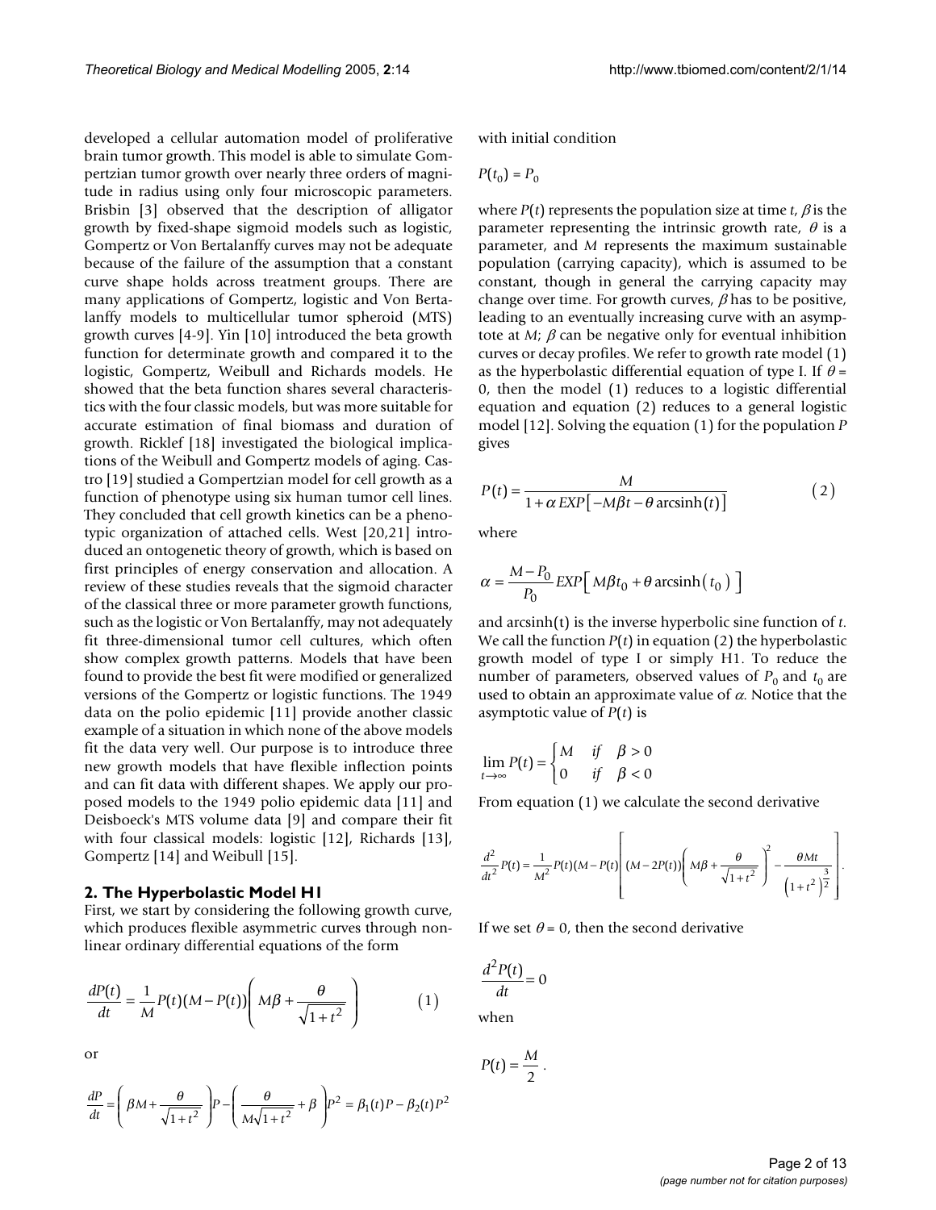developed a cellular automation model of proliferative brain tumor growth. This model is able to simulate Gompertzian tumor growth over nearly three orders of magnitude in radius using only four microscopic parameters. Brisbin [3] observed that the description of alligator growth by fixed-shape sigmoid models such as logistic, Gompertz or Von Bertalanffy curves may not be adequate because of the failure of the assumption that a constant curve shape holds across treatment groups. There are many applications of Gompertz, logistic and Von Bertalanffy models to multicellular tumor spheroid (MTS) growth curves [4-9]. Yin [10] introduced the beta growth function for determinate growth and compared it to the logistic, Gompertz, Weibull and Richards models. He showed that the beta function shares several characteristics with the four classic models, but was more suitable for accurate estimation of final biomass and duration of growth. Ricklef [18] investigated the biological implications of the Weibull and Gompertz models of aging. Castro [19] studied a Gompertzian model for cell growth as a function of phenotype using six human tumor cell lines. They concluded that cell growth kinetics can be a phenotypic organization of attached cells. West [20,21] introduced an ontogenetic theory of growth, which is based on first principles of energy conservation and allocation. A review of these studies reveals that the sigmoid character of the classical three or more parameter growth functions, such as the logistic or Von Bertalanffy, may not adequately fit three-dimensional tumor cell cultures, which often show complex growth patterns. Models that have been found to provide the best fit were modified or generalized versions of the Gompertz or logistic functions. The 1949 data on the polio epidemic [11] provide another classic example of a situation in which none of the above models fit the data very well. Our purpose is to introduce three new growth models that have flexible inflection points and can fit data with different shapes. We apply our proposed models to the 1949 polio epidemic data [11] and Deisboeck's MTS volume data [9] and compare their fit with four classical models: logistic [12], Richards [13], Gompertz [14] and Weibull [15].

## 2. The Hyperbolastic Model H1

First, we start by considering the following growth curve, which produces flexible asymmetric curves through nonlinear ordinary differential equations of the form

$$\frac{dP(t)}{dt} = \frac{1}{M}P(t)(M - P(t))\left(M\beta + \frac{\theta}{\sqrt{1+t^2}}\right) \qquad (1)$$

or

$$\frac{dP}{dt} = \left(\beta M + \frac{\theta}{\sqrt{1+t^2}}\right)P - \left(\frac{\theta}{M\sqrt{1+t^2}} + \beta\right)P^2 = \beta_1(t)P - \beta_2(t)P^2$$

with initial condition

$$P(t_0) = P_0$$

where $P(t)$ represents the population size at time $t$, $\beta$ is the parameter representing the intrinsic growth rate, $\theta$ is a parameter, and $M$ represents the maximum sustainable population (carrying capacity), which is assumed to be constant, though in general the carrying capacity may change over time. For growth curves, $\beta$ has to be positive, leading to an eventually increasing curve with an asymptote at $M$; $\beta$ can be negative only for eventual inhibition curves or decay profiles. We refer to growth rate model (1) as the hyperbolastic differential equation of type I. If $\theta = 0$, then the model (1) reduces to a logistic differential equation and equation (2) reduces to a general logistic model [12]. Solving the equation (1) for the population $P$ gives

$$P(t) = \frac{M}{1 + \alpha\, EXP\left[-M\beta t - \theta \operatorname{arcsinh}(t)\right]} \qquad (2)$$

where

$$\alpha = \frac{M - P_0}{P_0} EXP\left[M\beta t_0 + \theta \operatorname{arcsinh}(t_0)\right]$$

and arcsinh(t) is the inverse hyperbolic sine function of $t$. We call the function $P(t)$ in equation (2) the hyperbolastic growth model of type I or simply H1. To reduce the number of parameters, observed values of $P_0$ and $t_0$ are used to obtain an approximate value of $\alpha$. Notice that the asymptotic value of $P(t)$ is

$$\lim_{t\to\infty} P(t) = \begin{cases} M & if \quad \beta > 0 \\ 0 & if \quad \beta < 0 \end{cases}$$

From equation (1) we calculate the second derivative

$$\frac{d^2}{dt^2}P(t) = \frac{1}{M^2}P(t)(M - P(t))\left[(M - 2P(t))\left(M\beta + \frac{\theta}{\sqrt{1+t^2}}\right)^2 - \frac{\theta M t}{\left(1+t^2\right)^{\frac{3}{2}}}\right].$$

If we set $\theta = 0$, then the second derivative

$$\frac{d^2P(t)}{dt} = 0$$

when

$$P(t) = \frac{M}{2}.$$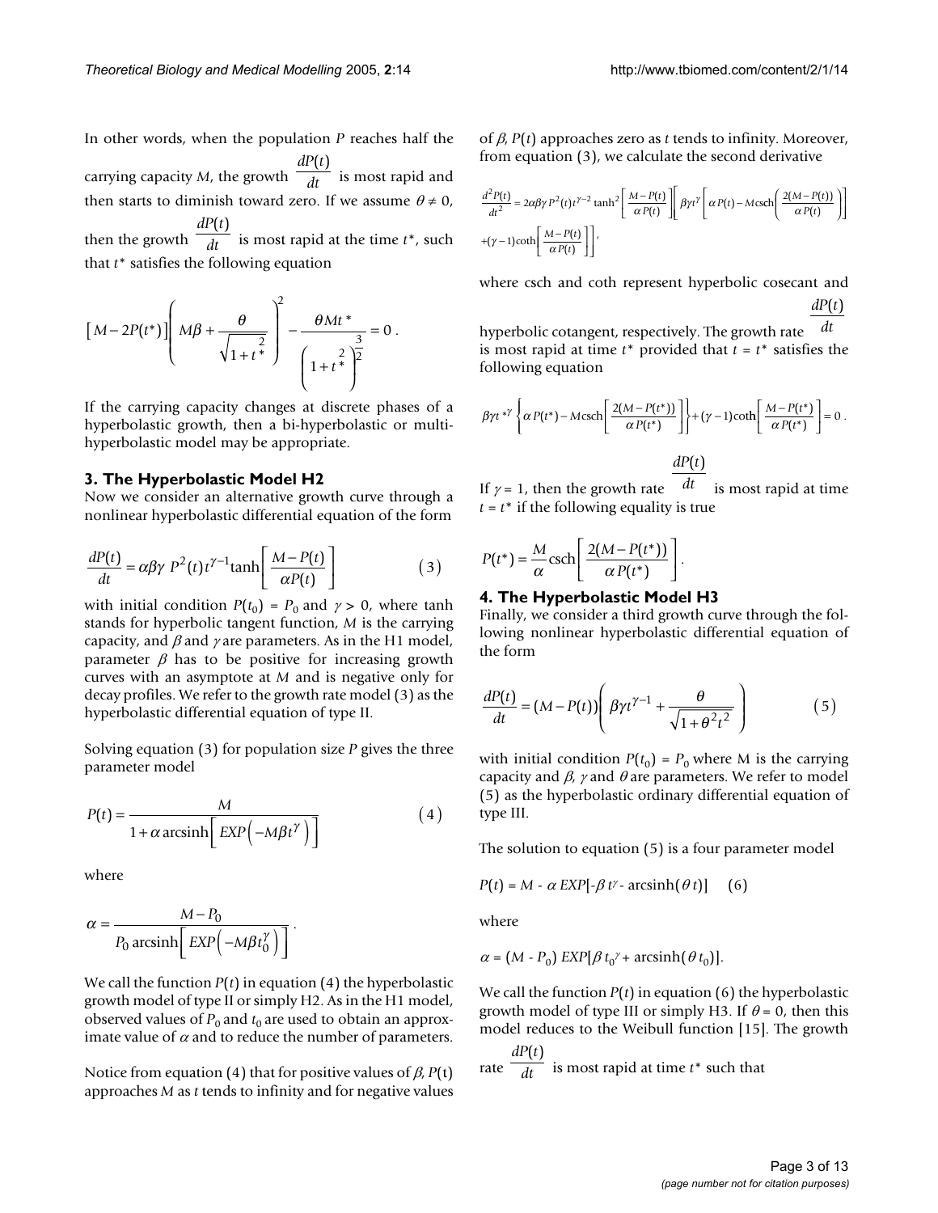In other words, when the population $P$ reaches half the carrying capacity $M$, the growth $\frac{dP(t)}{dt}$ is most rapid and then starts to diminish toward zero. If we assume $\theta \neq 0$, then the growth $\frac{dP(t)}{dt}$ is most rapid at the time $t^*$, such that $t^*$ satisfies the following equation

$$\left[M - 2P(t^*)\right]\left(M\beta + \frac{\theta}{\sqrt{1+t^{*2}}}\right)^2 - \frac{\theta M t^*}{\left(1+t^{*2}\right)^{\frac{3}{2}}} = 0 .$$

If the carrying capacity changes at discrete phases of a hyperbolastic growth, then a bi-hyperbolastic or multi-hyperbolastic model may be appropriate.

### 3. The Hyperbolastic Model H2

Now we consider an alternative growth curve through a nonlinear hyperbolastic differential equation of the form

$$\frac{dP(t)}{dt} = \alpha\beta\gamma\, P^2(t)t^{\gamma-1}\tanh\left[\frac{M-P(t)}{\alpha P(t)}\right] \tag{3}$$

with initial condition $P(t_0) = P_0$ and $\gamma > 0$, where tanh stands for hyperbolic tangent function, $M$ is the carrying capacity, and $\beta$ and $\gamma$ are parameters. As in the H1 model, parameter $\beta$ has to be positive for increasing growth curves with an asymptote at $M$ and is negative only for decay profiles. We refer to the growth rate model (3) as the hyperbolastic differential equation of type II.

Solving equation (3) for population size $P$ gives the three parameter model

$$P(t) = \frac{M}{1 + \alpha \operatorname{arcsinh}\left[EXP\left(-M\beta t^{\gamma}\right)\right]} \tag{4}$$

where

$$\alpha = \frac{M - P_0}{P_0 \operatorname{arcsinh}\left[EXP\left(-M\beta t_0^{\gamma}\right)\right]} .$$

We call the function $P(t)$ in equation (4) the hyperbolastic growth model of type II or simply H2. As in the H1 model, observed values of $P_0$ and $t_0$ are used to obtain an approximate value of $\alpha$ and to reduce the number of parameters.

Notice from equation (4) that for positive values of $\beta$, $P(t)$ approaches $M$ as $t$ tends to infinity and for negative values of $\beta$, $P(t)$ approaches zero as $t$ tends to infinity. Moreover, from equation (3), we calculate the second derivative

$$\frac{d^2P(t)}{dt^2} = 2\alpha\beta\gamma P^2(t)t^{\gamma-2}\tanh^2\left[\frac{M-P(t)}{\alpha P(t)}\right]\left[\beta\gamma t^{\gamma}\left[\alpha P(t) - M\operatorname{csch}\left(\frac{2(M-P(t))}{\alpha P(t)}\right)\right] + (\gamma-1)\coth\left[\frac{M-P(t)}{\alpha P(t)}\right]\right],$$

where csch and coth represent hyperbolic cosecant and hyperbolic cotangent, respectively. The growth rate $\frac{dP(t)}{dt}$ is most rapid at time $t^*$ provided that $t = t^*$ satisfies the following equation

$$\beta\gamma t^{*\gamma}\left\{\alpha P(t^*) - M\operatorname{csch}\left[\frac{2(M-P(t^*))}{\alpha P(t^*)}\right]\right\} + (\gamma-1)\coth\left[\frac{M-P(t^*)}{\alpha P(t^*)}\right] = 0 .$$

If $\gamma = 1$, then the growth rate $\frac{dP(t)}{dt}$ is most rapid at time $t = t^*$ if the following equality is true

$$P(t^*) = \frac{M}{\alpha}\operatorname{csch}\left[\frac{2(M-P(t^*))}{\alpha P(t^*)}\right].$$

### 4. The Hyperbolastic Model H3

Finally, we consider a third growth curve through the following nonlinear hyperbolastic differential equation of the form

$$\frac{dP(t)}{dt} = (M - P(t))\left(\beta\gamma t^{\gamma-1} + \frac{\theta}{\sqrt{1+\theta^2 t^2}}\right) \tag{5}$$

with initial condition $P(t_0) = P_0$ where M is the carrying capacity and $\beta$, $\gamma$ and $\theta$ are parameters. We refer to model (5) as the hyperbolastic ordinary differential equation of type III.

The solution to equation (5) is a four parameter model

$$P(t) = M - \alpha\, EXP[-\beta t^{\gamma} - \operatorname{arcsinh}(\theta t)] \quad (6)$$

where

$$\alpha = (M - P_0)\, EXP[\beta t_0^{\gamma} + \operatorname{arcsinh}(\theta t_0)].$$

We call the function $P(t)$ in equation (6) the hyperbolastic growth model of type III or simply H3. If $\theta = 0$, then this model reduces to the Weibull function [15]. The growth rate $\frac{dP(t)}{dt}$ is most rapid at time $t^*$ such that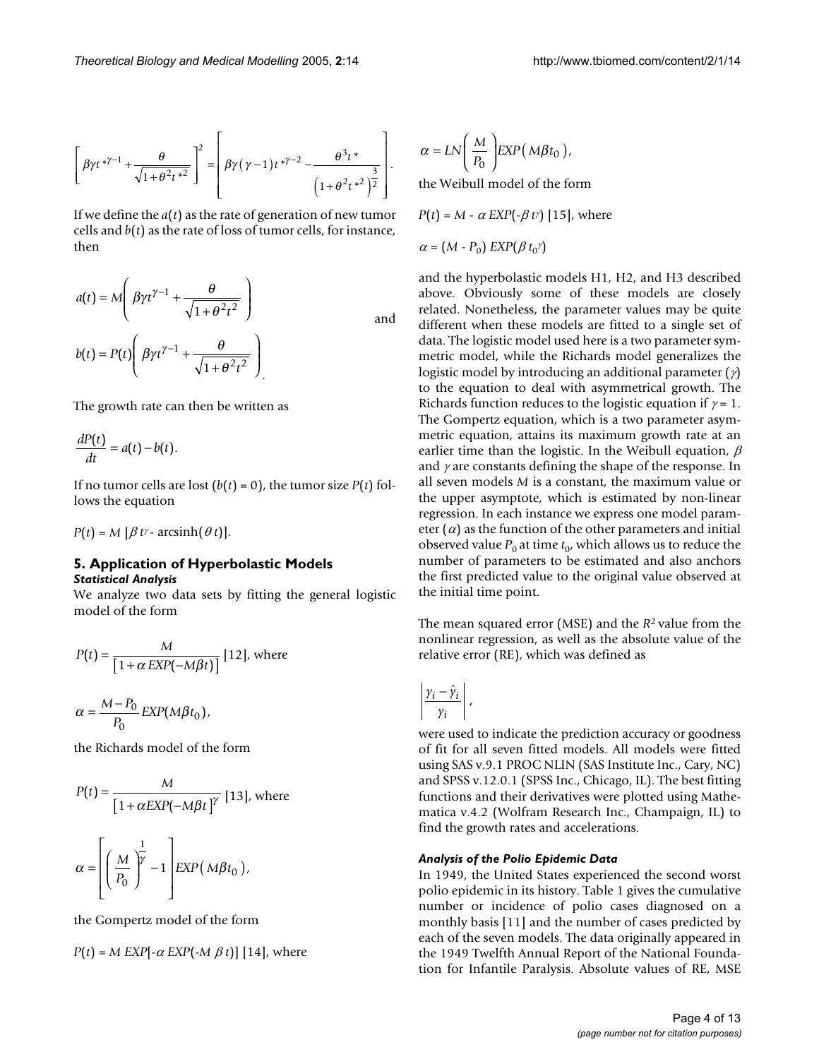$$\left[\beta\gamma t^{*\gamma-1}+\frac{\theta}{\sqrt{1+\theta^2 t^{*2}}}\right]^2=\left[\beta\gamma\left(\gamma-1\right)t^{*\gamma-2}-\frac{\theta^3 t^*}{\left(1+\theta^2 t^{*2}\right)^{\frac{3}{2}}}\right].$$

If we define the $a(t)$ as the rate of generation of new tumor cells and $b(t)$ as the rate of loss of tumor cells, for instance, then

$$a(t)=M\left(\beta\gamma t^{\gamma-1}+\frac{\theta}{\sqrt{1+\theta^2 t^2}}\right) \quad \text{and}$$

$$b(t)=P(t)\left(\beta\gamma t^{\gamma-1}+\frac{\theta}{\sqrt{1+\theta^2 t^2}}\right).$$

The growth rate can then be written as

$$\frac{dP(t)}{dt}=a(t)-b(t).$$

If no tumor cells are lost ($b(t) = 0$), the tumor size $P(t)$ follows the equation

$P(t) = M\,[\beta\, t^{\gamma} - \text{arcsinh}(\theta\, t)]$.

## 5. Application of Hyperbolastic Models

### *Statistical Analysis*

We analyze two data sets by fitting the general logistic model of the form

$$P(t)=\frac{M}{\left[1+\alpha\, EXP(-M\beta t)\right]} \text{ [12], where}$$

$$\alpha=\frac{M-P_0}{P_0}EXP(M\beta t_0),$$

the Richards model of the form

$$P(t)=\frac{M}{\left[1+\alpha EXP(-M\beta t\right]^{\gamma}} \text{ [13], where}$$

$$\alpha=\left[\left(\frac{M}{P_0}\right)^{\frac{1}{\gamma}}-1\right]EXP\left(M\beta t_0\right),$$

the Gompertz model of the form

$P(t) = M\, EXP[-\alpha\, EXP(-M\,\beta\, t)]$ [14], where

$$\alpha=LN\left(\frac{M}{P_0}\right)EXP\left(M\beta t_0\right),$$

the Weibull model of the form

$P(t) = M - \alpha\, EXP(-\beta\, t^{\gamma})$ [15], where

$\alpha = (M - P_0)\, EXP(\beta\, t_0^{\gamma})$

and the hyperbolastic models H1, H2, and H3 described above. Obviously some of these models are closely related. Nonetheless, the parameter values may be quite different when these models are fitted to a single set of data. The logistic model used here is a two parameter symmetric model, while the Richards model generalizes the logistic model by introducing an additional parameter ($\gamma$) to the equation to deal with asymmetrical growth. The Richards function reduces to the logistic equation if $\gamma = 1$. The Gompertz equation, which is a two parameter asymmetric equation, attains its maximum growth rate at an earlier time than the logistic. In the Weibull equation, $\beta$ and $\gamma$ are constants defining the shape of the response. In all seven models $M$ is a constant, the maximum value or the upper asymptote, which is estimated by non-linear regression. In each instance we express one model parameter ($\alpha$) as the function of the other parameters and initial observed value $P_0$ at time $t_0$, which allows us to reduce the number of parameters to be estimated and also anchors the first predicted value to the original value observed at the initial time point.

The mean squared error (MSE) and the $R^2$ value from the nonlinear regression, as well as the absolute value of the relative error (RE), which was defined as

$$\left|\frac{y_i-\hat{y}_i}{y_i}\right|,$$

were used to indicate the prediction accuracy or goodness of fit for all seven fitted models. All models were fitted using SAS v.9.1 PROC NLIN (SAS Institute Inc., Cary, NC) and SPSS v.12.0.1 (SPSS Inc., Chicago, IL). The best fitting functions and their derivatives were plotted using Mathematica v.4.2 (Wolfram Research Inc., Champaign, IL) to find the growth rates and accelerations.

### *Analysis of the Polio Epidemic Data*

In 1949, the United States experienced the second worst polio epidemic in its history. Table 1 gives the cumulative number or incidence of polio cases diagnosed on a monthly basis [11] and the number of cases predicted by each of the seven models. The data originally appeared in the 1949 Twelfth Annual Report of the National Foundation for Infantile Paralysis. Absolute values of RE, MSE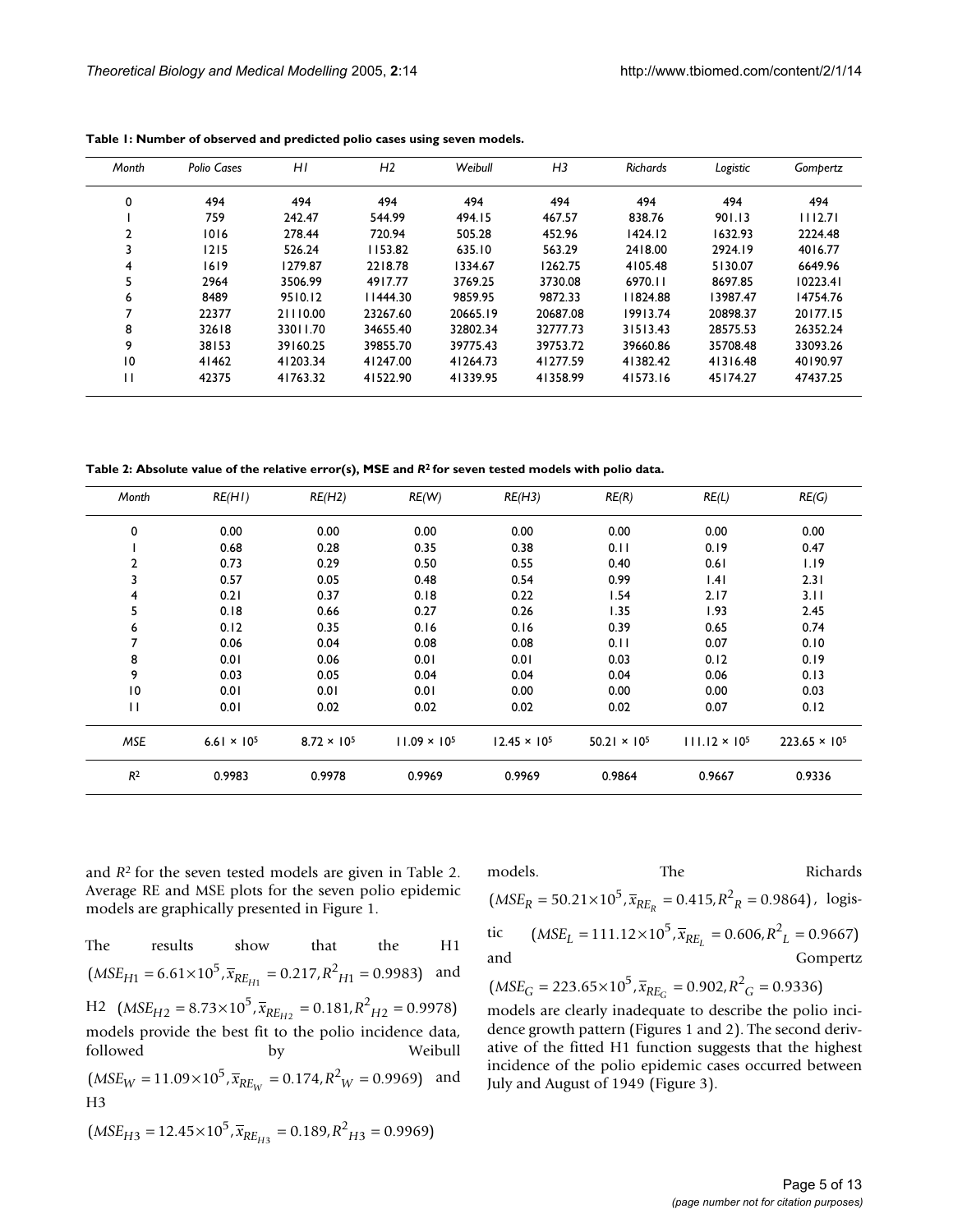**Table 1: Number of observed and predicted polio cases using seven models.**

| Month | Polio Cases | H1 | H2 | Weibull | H3 | Richards | Logistic | Gompertz |
|---|---|---|---|---|---|---|---|---|
| 0 | 494 | 494 | 494 | 494 | 494 | 494 | 494 | 494 |
| 1 | 759 | 242.47 | 544.99 | 494.15 | 467.57 | 838.76 | 901.13 | 1112.71 |
| 2 | 1016 | 278.44 | 720.94 | 505.28 | 452.96 | 1424.12 | 1632.93 | 2224.48 |
| 3 | 1215 | 526.24 | 1153.82 | 635.10 | 563.29 | 2418.00 | 2924.19 | 4016.77 |
| 4 | 1619 | 1279.87 | 2218.78 | 1334.67 | 1262.75 | 4105.48 | 5130.07 | 6649.96 |
| 5 | 2964 | 3506.99 | 4917.77 | 3769.25 | 3730.08 | 6970.11 | 8697.85 | 10223.41 |
| 6 | 8489 | 9510.12 | 11444.30 | 9859.95 | 9872.33 | 11824.88 | 13987.47 | 14754.76 |
| 7 | 22377 | 21110.00 | 23267.60 | 20665.19 | 20687.08 | 19913.74 | 20898.37 | 20177.15 |
| 8 | 32618 | 33011.70 | 34655.40 | 32802.34 | 32777.73 | 31513.43 | 28575.53 | 26352.24 |
| 9 | 38153 | 39160.25 | 39855.70 | 39775.43 | 39753.72 | 39660.86 | 35708.48 | 33093.26 |
| 10 | 41462 | 41203.34 | 41247.00 | 41264.73 | 41277.59 | 41382.42 | 41316.48 | 40190.97 |
| 11 | 42375 | 41763.32 | 41522.90 | 41339.95 | 41358.99 | 41573.16 | 45174.27 | 47437.25 |

**Table 2: Absolute value of the relative error(s), MSE and $R^2$ for seven tested models with polio data.**

| Month | RE(H1) | RE(H2) | RE(W) | RE(H3) | RE(R) | RE(L) | RE(G) |
|---|---|---|---|---|---|---|---|
| 0 | 0.00 | 0.00 | 0.00 | 0.00 | 0.00 | 0.00 | 0.00 |
| 1 | 0.68 | 0.28 | 0.35 | 0.38 | 0.11 | 0.19 | 0.47 |
| 2 | 0.73 | 0.29 | 0.50 | 0.55 | 0.40 | 0.61 | 1.19 |
| 3 | 0.57 | 0.05 | 0.48 | 0.54 | 0.99 | 1.41 | 2.31 |
| 4 | 0.21 | 0.37 | 0.18 | 0.22 | 1.54 | 2.17 | 3.11 |
| 5 | 0.18 | 0.66 | 0.27 | 0.26 | 1.35 | 1.93 | 2.45 |
| 6 | 0.12 | 0.35 | 0.16 | 0.16 | 0.39 | 0.65 | 0.74 |
| 7 | 0.06 | 0.04 | 0.08 | 0.08 | 0.11 | 0.07 | 0.10 |
| 8 | 0.01 | 0.06 | 0.01 | 0.01 | 0.03 | 0.12 | 0.19 |
| 9 | 0.03 | 0.05 | 0.04 | 0.04 | 0.04 | 0.06 | 0.13 |
| 10 | 0.01 | 0.01 | 0.01 | 0.00 | 0.00 | 0.00 | 0.03 |
| 11 | 0.01 | 0.02 | 0.02 | 0.02 | 0.02 | 0.07 | 0.12 |
| MSE | $6.61 \times 10^5$ | $8.72 \times 10^5$ | $11.09 \times 10^5$ | $12.45 \times 10^5$ | $50.21 \times 10^5$ | $111.12 \times 10^5$ | $223.65 \times 10^5$ |
| $R^2$ | 0.9983 | 0.9978 | 0.9969 | 0.9969 | 0.9864 | 0.9667 | 0.9336 |

and $R^2$ for the seven tested models are given in Table 2. Average RE and MSE plots for the seven polio epidemic models are graphically presented in Figure 1.

The results show that the H1 $(MSE_{H1} = 6.61\times10^5, \bar{x}_{RE_{H1}} = 0.217, R^2_{H1} = 0.9983)$ and H2 $(MSE_{H2} = 8.73\times10^5, \bar{x}_{RE_{H2}} = 0.181, R^2_{H2} = 0.9978)$ models provide the best fit to the polio incidence data, followed by Weibull $(MSE_W = 11.09\times10^5, \bar{x}_{RE_W} = 0.174, R^2_W = 0.9969)$ and H3 $(MSE_{H3} = 12.45\times10^5, \bar{x}_{RE_{H3}} = 0.189, R^2_{H3} = 0.9969)$ models. The Richards $(MSE_R = 50.21\times10^5, \bar{x}_{RE_R} = 0.415, R^2_R = 0.9864)$, logistic $(MSE_L = 111.12\times10^5, \bar{x}_{RE_L} = 0.606, R^2_L = 0.9667)$ and Gompertz $(MSE_G = 223.65\times10^5, \bar{x}_{RE_G} = 0.902, R^2_G = 0.9336)$ models are clearly inadequate to describe the polio incidence growth pattern (Figures 1 and 2). The second derivative of the fitted H1 function suggests that the highest incidence of the polio epidemic cases occurred between July and August of 1949 (Figure 3).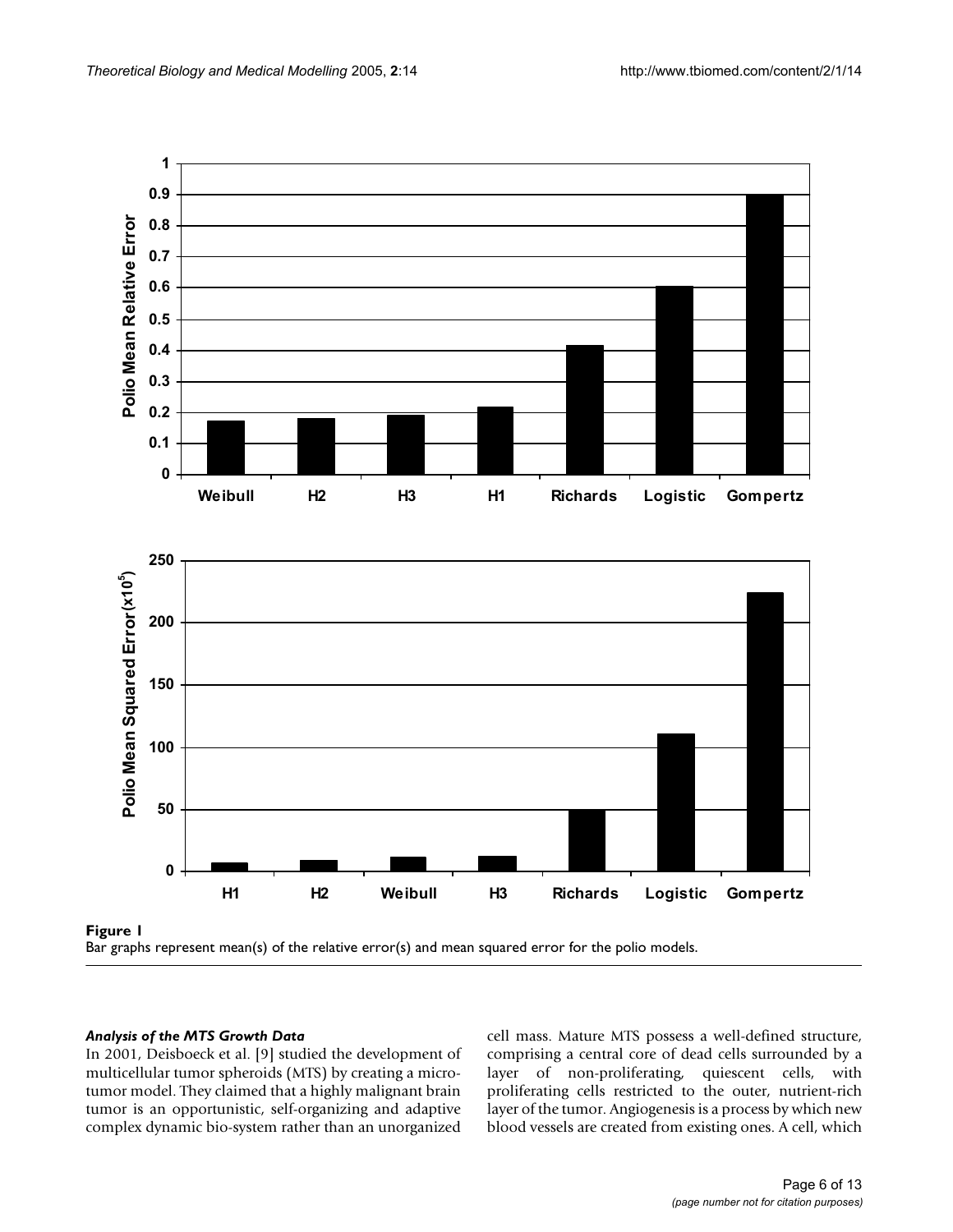**Figure 1**
Bar graphs represent mean(s) of the relative error(s) and mean squared error for the polio models.

### *Analysis of the MTS Growth Data*

In 2001, Deisboeck et al. [9] studied the development of multicellular tumor spheroids (MTS) by creating a microtumor model. They claimed that a highly malignant brain tumor is an opportunistic, self-organizing and adaptive complex dynamic bio-system rather than an unorganized cell mass. Mature MTS possess a well-defined structure, comprising a central core of dead cells surrounded by a layer of non-proliferating, quiescent cells, with proliferating cells restricted to the outer, nutrient-rich layer of the tumor. Angiogenesis is a process by which new blood vessels are created from existing ones. A cell, which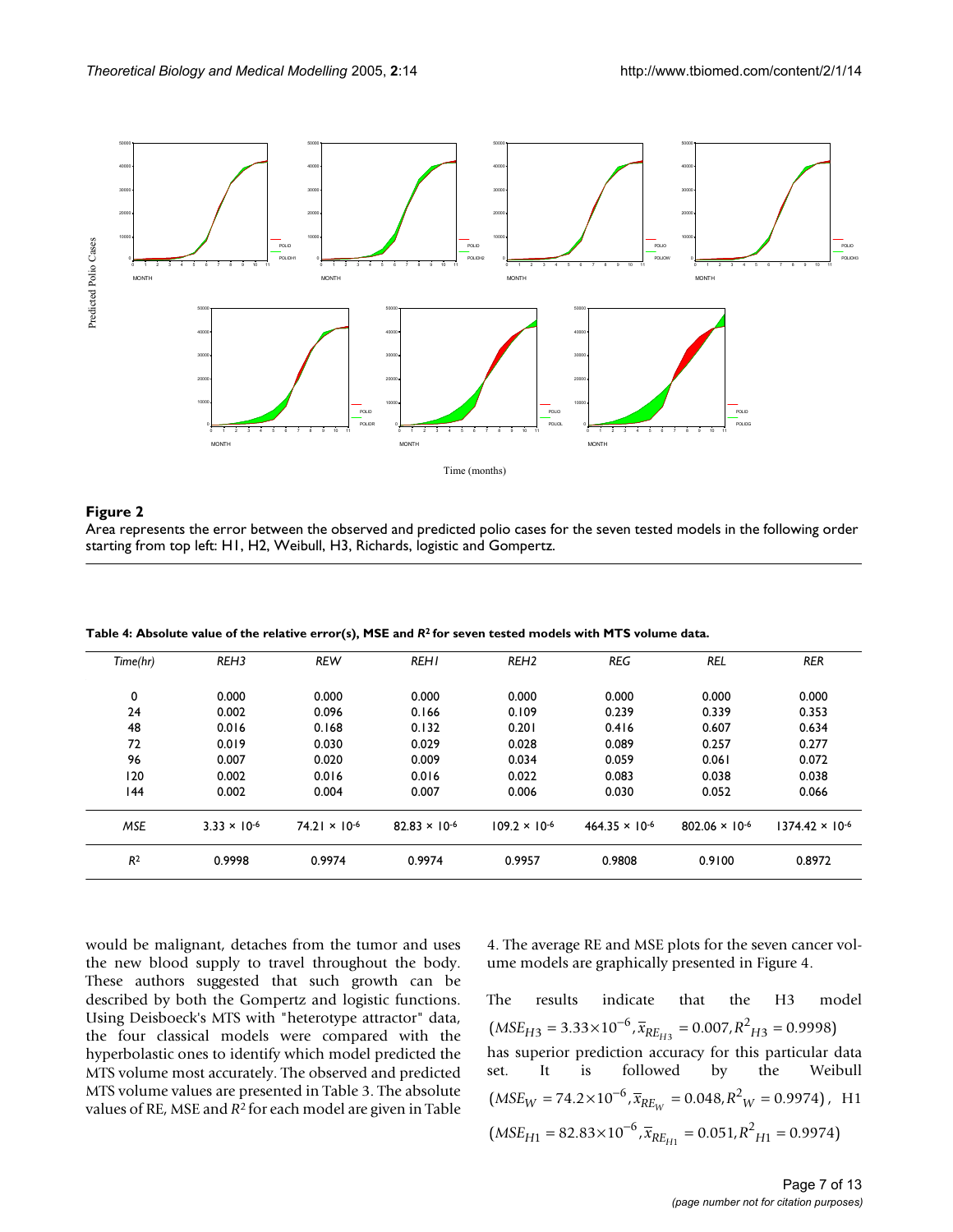**Figure 2**

Area represents the error between the observed and predicted polio cases for the seven tested models in the following order starting from top left: H1, H2, Weibull, H3, Richards, logistic and Gompertz.

**Table 4: Absolute value of the relative error(s), MSE and $R^2$ for seven tested models with MTS volume data.**

| *Time(hr)* | *REH3* | *REW* | *REH1* | *REH2* | *REG* | *REL* | *RER* |
|---|---|---|---|---|---|---|---|
| 0 | 0.000 | 0.000 | 0.000 | 0.000 | 0.000 | 0.000 | 0.000 |
| 24 | 0.002 | 0.096 | 0.166 | 0.109 | 0.239 | 0.339 | 0.353 |
| 48 | 0.016 | 0.168 | 0.132 | 0.201 | 0.416 | 0.607 | 0.634 |
| 72 | 0.019 | 0.030 | 0.029 | 0.028 | 0.089 | 0.257 | 0.277 |
| 96 | 0.007 | 0.020 | 0.009 | 0.034 | 0.059 | 0.061 | 0.072 |
| 120 | 0.002 | 0.016 | 0.016 | 0.022 | 0.083 | 0.038 | 0.038 |
| 144 | 0.002 | 0.004 | 0.007 | 0.006 | 0.030 | 0.052 | 0.066 |
| *MSE* | $3.33 \times 10^{-6}$ | $74.21 \times 10^{-6}$ | $82.83 \times 10^{-6}$ | $109.2 \times 10^{-6}$ | $464.35 \times 10^{-6}$ | $802.06 \times 10^{-6}$ | $1374.42 \times 10^{-6}$ |
| $R^2$ | 0.9998 | 0.9974 | 0.9974 | 0.9957 | 0.9808 | 0.9100 | 0.8972 |

would be malignant, detaches from the tumor and uses the new blood supply to travel throughout the body. These authors suggested that such growth can be described by both the Gompertz and logistic functions. Using Deisboeck's MTS with "heterotype attractor" data, the four classical models were compared with the hyperbolastic ones to identify which model predicted the MTS volume most accurately. The observed and predicted MTS volume values are presented in Table 3. The absolute values of RE, MSE and $R^2$ for each model are given in Table 4. The average RE and MSE plots for the seven cancer volume models are graphically presented in Figure 4.

The results indicate that the H3 model $(MSE_{H3} = 3.33 \times 10^{-6}, \bar{x}_{RE_{H3}} = 0.007, R^2_{H3} = 0.9998)$ has superior prediction accuracy for this particular data set. It is followed by the Weibull $(MSE_W = 74.2 \times 10^{-6}, \bar{x}_{RE_W} = 0.048, R^2_W = 0.9974)$, H1 $(MSE_{H1} = 82.83 \times 10^{-6}, \bar{x}_{RE_{H1}} = 0.051, R^2_{H1} = 0.9974)$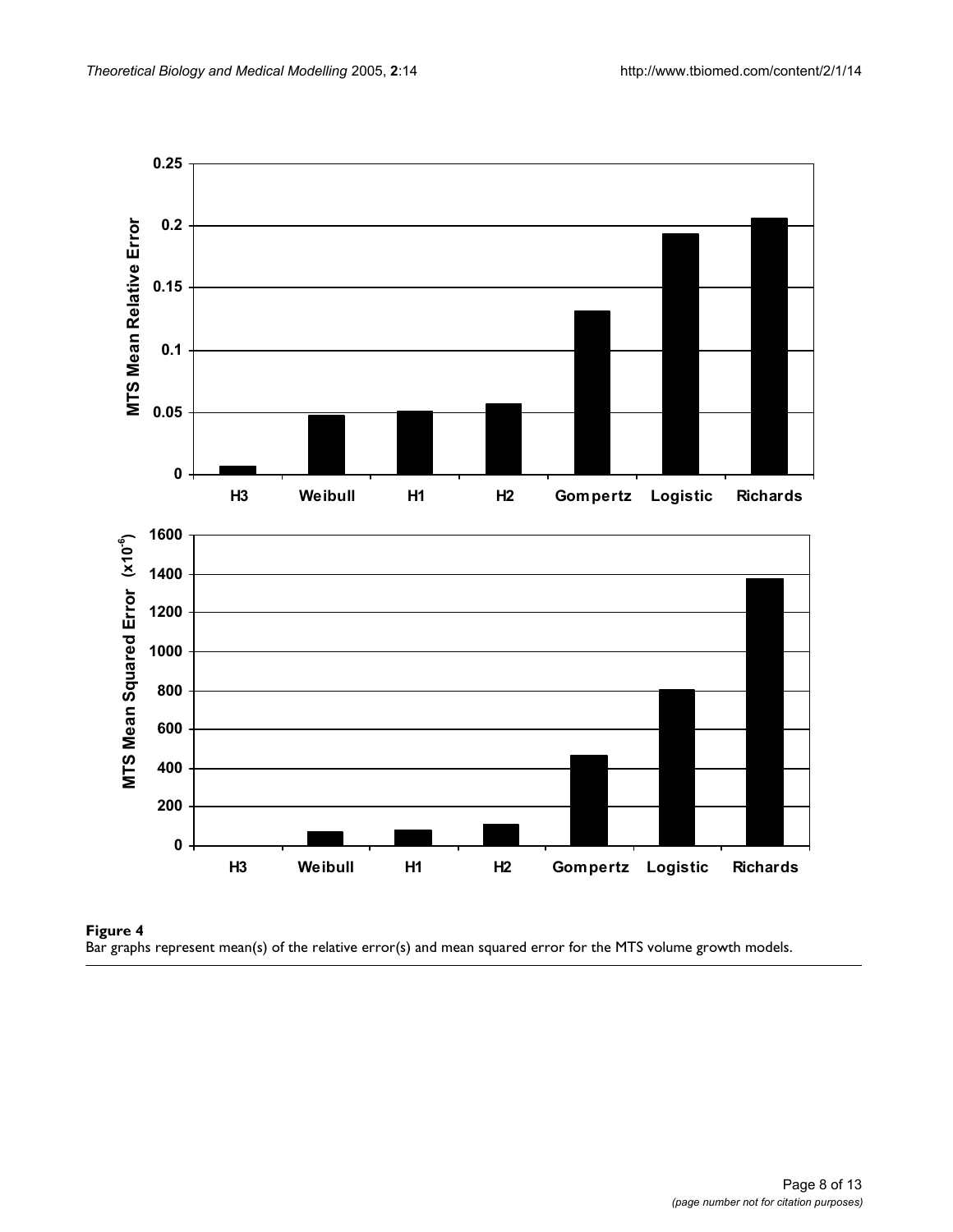**Figure 4**
Bar graphs represent mean(s) of the relative error(s) and mean squared error for the MTS volume growth models.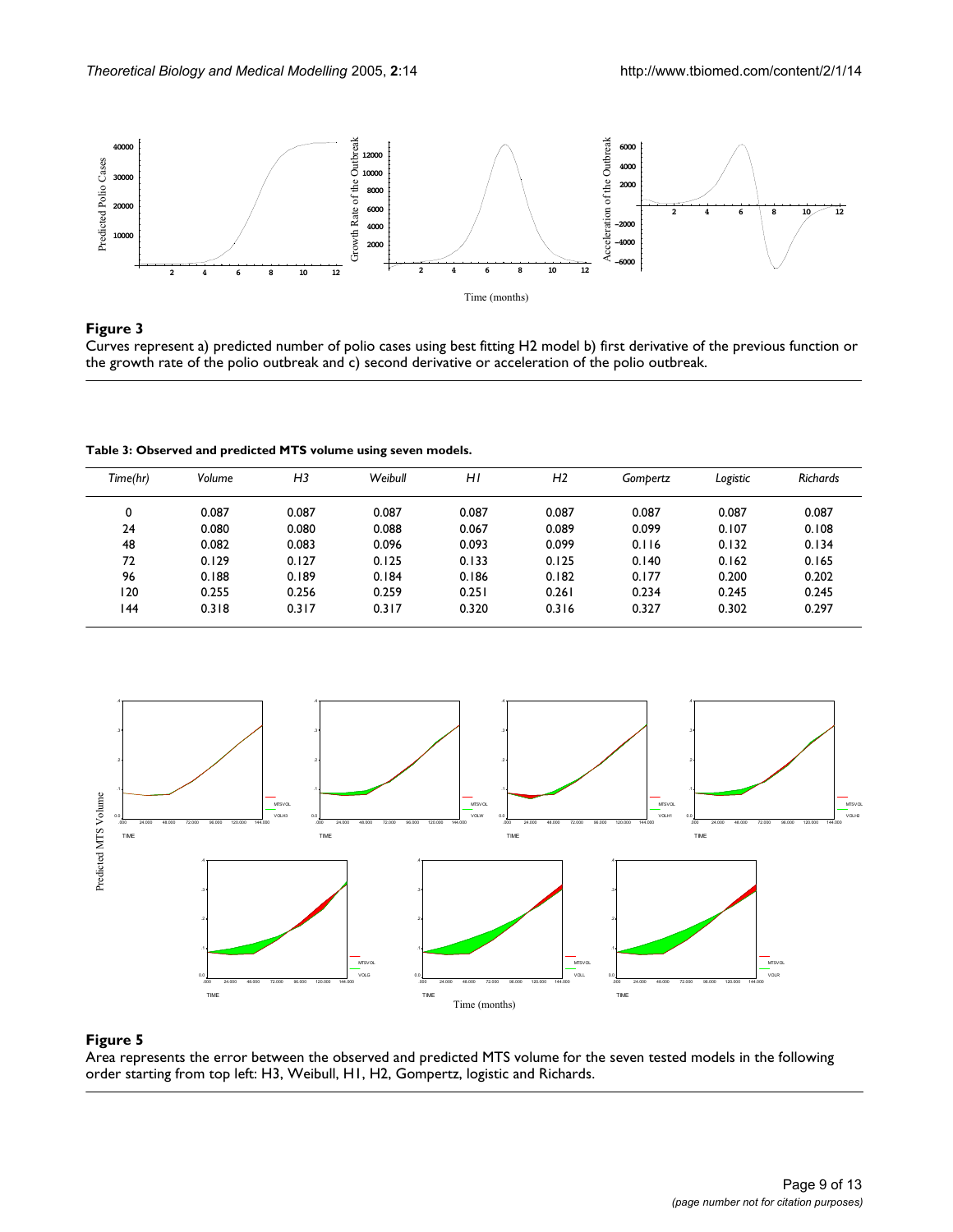**Figure 3**

Curves represent a) predicted number of polio cases using best fitting H2 model b) first derivative of the previous function or the growth rate of the polio outbreak and c) second derivative or acceleration of the polio outbreak.

**Table 3: Observed and predicted MTS volume using seven models.**

| *Time(hr)* | *Volume* | *H3* | *Weibull* | *H1* | *H2* | *Gompertz* | *Logistic* | *Richards* |
|---|---|---|---|---|---|---|---|---|
| 0 | 0.087 | 0.087 | 0.087 | 0.087 | 0.087 | 0.087 | 0.087 | 0.087 |
| 24 | 0.080 | 0.080 | 0.088 | 0.067 | 0.089 | 0.099 | 0.107 | 0.108 |
| 48 | 0.082 | 0.083 | 0.096 | 0.093 | 0.099 | 0.116 | 0.132 | 0.134 |
| 72 | 0.129 | 0.127 | 0.125 | 0.133 | 0.125 | 0.140 | 0.162 | 0.165 |
| 96 | 0.188 | 0.189 | 0.184 | 0.186 | 0.182 | 0.177 | 0.200 | 0.202 |
| 120 | 0.255 | 0.256 | 0.259 | 0.251 | 0.261 | 0.234 | 0.245 | 0.245 |
| 144 | 0.318 | 0.317 | 0.317 | 0.320 | 0.316 | 0.327 | 0.302 | 0.297 |

**Figure 5**

Area represents the error between the observed and predicted MTS volume for the seven tested models in the following order starting from top left: H3, Weibull, H1, H2, Gompertz, logistic and Richards.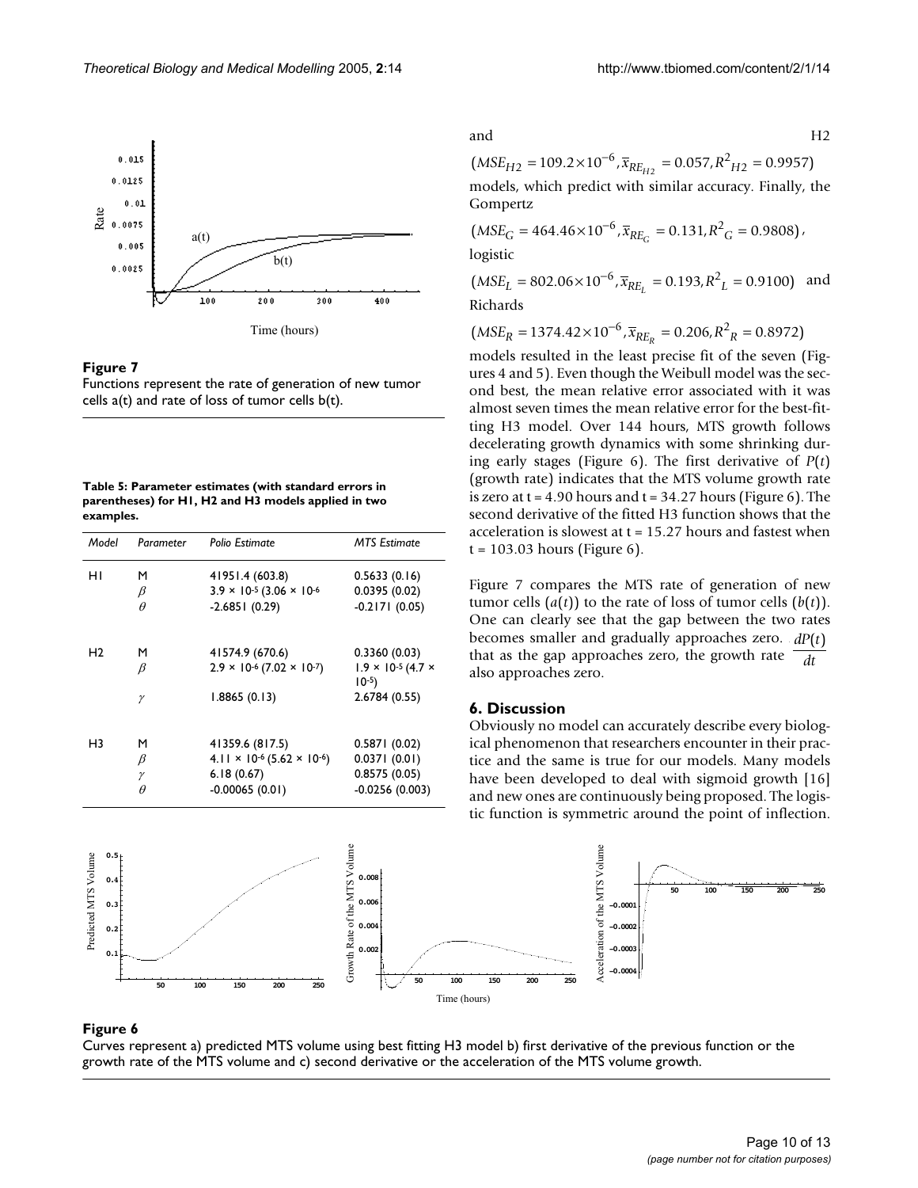**Figure 7**

Functions represent the rate of generation of new tumor cells a(t) and rate of loss of tumor cells b(t).

**Table 5: Parameter estimates (with standard errors in parentheses) for H1, H2 and H3 models applied in two examples.**

| Model | Parameter | Polio Estimate | MTS Estimate |
| --- | --- | --- | --- |
| H1 | M | 41951.4 (603.8) | 0.5633 (0.16) |
| | $\beta$ | $3.9 \times 10^{-5}$ ($3.06 \times 10^{-6}$ | 0.0395 (0.02) |
| | $\theta$ | -2.6851 (0.29) | -0.2171 (0.05) |
| H2 | M | 41574.9 (670.6) | 0.3360 (0.03) |
| | $\beta$ | $2.9 \times 10^{-6}$ ($7.02 \times 10^{-7}$) | $1.9 \times 10^{-5}$ ($4.7 \times 10^{-5}$) |
| | $\gamma$ | 1.8865 (0.13) | 2.6784 (0.55) |
| H3 | M | 41359.6 (817.5) | 0.5871 (0.02) |
| | $\beta$ | $4.11 \times 10^{-6}$ ($5.62 \times 10^{-6}$) | 0.0371 (0.01) |
| | $\gamma$ | 6.18 (0.67) | 0.8575 (0.05) |
| | $\theta$ | -0.00065 (0.01) | -0.0256 (0.003) |

and H2 $(MSE_{H2} = 109.2 \times 10^{-6}, \bar{x}_{RE_{H2}} = 0.057, R^2_{H2} = 0.9957)$ models, which predict with similar accuracy. Finally, the Gompertz $(MSE_G = 464.46 \times 10^{-6}, \bar{x}_{RE_G} = 0.131, R^2_G = 0.9808)$, logistic $(MSE_L = 802.06 \times 10^{-6}, \bar{x}_{RE_L} = 0.193, R^2_L = 0.9100)$ and Richards $(MSE_R = 1374.42 \times 10^{-6}, \bar{x}_{RE_R} = 0.206, R^2_R = 0.8972)$ models resulted in the least precise fit of the seven (Figures 4 and 5). Even though the Weibull model was the second best, the mean relative error associated with it was almost seven times the mean relative error for the best-fitting H3 model. Over 144 hours, MTS growth follows decelerating growth dynamics with some shrinking during early stages (Figure 6). The first derivative of $P(t)$ (growth rate) indicates that the MTS volume growth rate is zero at t = 4.90 hours and t = 34.27 hours (Figure 6). The second derivative of the fitted H3 function shows that the acceleration is slowest at t = 15.27 hours and fastest when t = 103.03 hours (Figure 6).

Figure 7 compares the MTS rate of generation of new tumor cells ($a(t)$) to the rate of loss of tumor cells ($b(t)$). One can clearly see that the gap between the two rates becomes smaller and gradually approaches zero. that as the gap approaches zero, the growth rate $\frac{dP(t)}{dt}$ also approaches zero.

## 6. Discussion

Obviously no model can accurately describe every biological phenomenon that researchers encounter in their practice and the same is true for our models. Many models have been developed to deal with sigmoid growth [16] and new ones are continuously being proposed. The logistic function is symmetric around the point of inflection.

**Figure 6**

Curves represent a) predicted MTS volume using best fitting H3 model b) first derivative of the previous function or the growth rate of the MTS volume and c) second derivative or the acceleration of the MTS volume growth.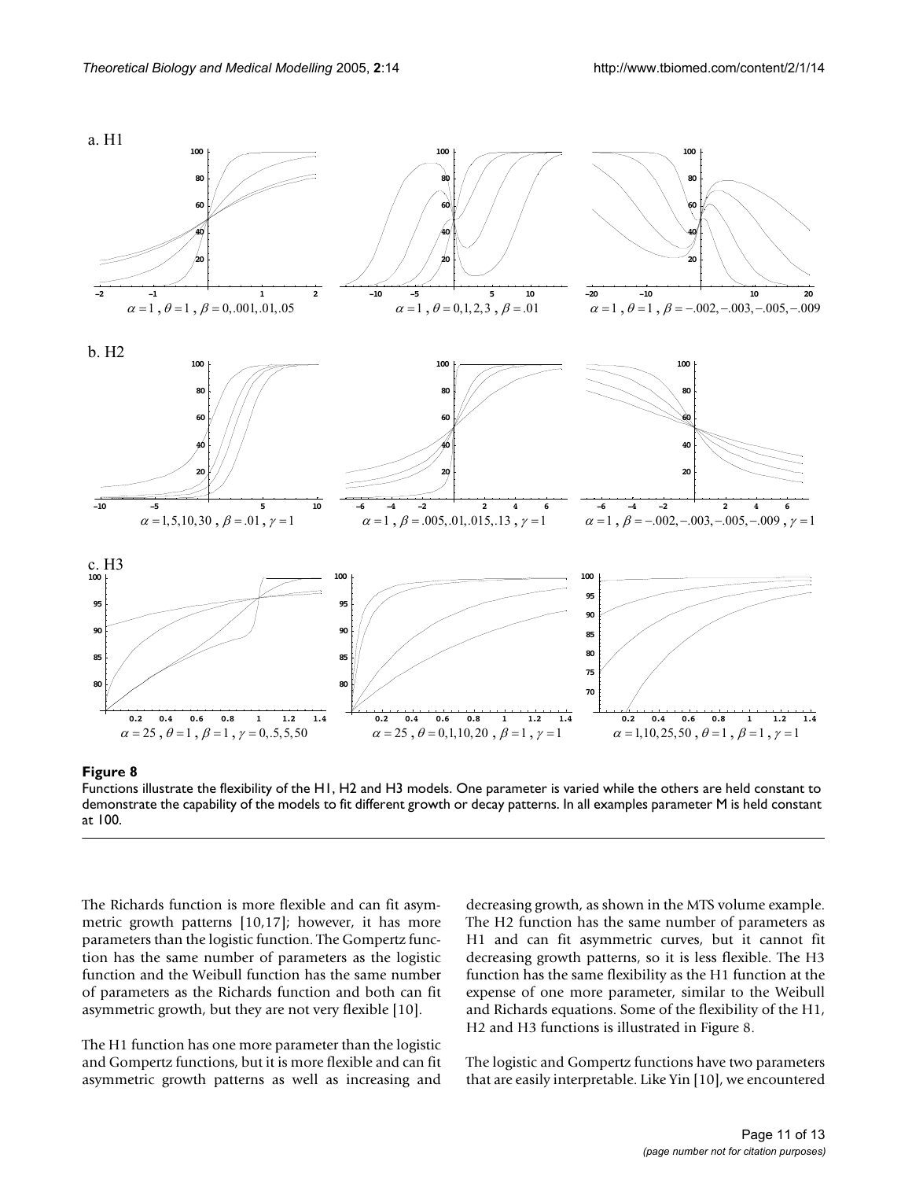a. H1

$\alpha = 1$ , $\theta = 1$ , $\beta = 0, .001, .01, .05$

$\alpha = 1$ , $\theta = 0,1,2,3$ , $\beta = .01$

$\alpha = 1$ , $\theta = 1$ , $\beta = -.002, -.003, -.005, -.009$

b. H2

$\alpha = 1,5,10,30$ , $\beta = .01$ , $\gamma = 1$

$\alpha = 1$ , $\beta = .005, .01, .015, .13$ , $\gamma = 1$

$\alpha = 1$ , $\beta = -.002, -.003, -.005, -.009$ , $\gamma = 1$

c. H3

$\alpha = 25$ , $\theta = 1$ , $\beta = 1$ , $\gamma = 0, .5, 5, 50$

$\alpha = 25$ , $\theta = 0, 1, 10, 20$ , $\beta = 1$ , $\gamma = 1$

$\alpha = 1, 10, 25, 50$ , $\theta = 1$ , $\beta = 1$ , $\gamma = 1$

**Figure 8**

Functions illustrate the flexibility of the H1, H2 and H3 models. One parameter is varied while the others are held constant to demonstrate the capability of the models to fit different growth or decay patterns. In all examples parameter M is held constant at 100.

The Richards function is more flexible and can fit asymmetric growth patterns [10,17]; however, it has more parameters than the logistic function. The Gompertz function has the same number of parameters as the logistic function and the Weibull function has the same number of parameters as the Richards function and both can fit asymmetric growth, but they are not very flexible [10].

The H1 function has one more parameter than the logistic and Gompertz functions, but it is more flexible and can fit asymmetric growth patterns as well as increasing and decreasing growth, as shown in the MTS volume example. The H2 function has the same number of parameters as H1 and can fit asymmetric curves, but it cannot fit decreasing growth patterns, so it is less flexible. The H3 function has the same flexibility as the H1 function at the expense of one more parameter, similar to the Weibull and Richards equations. Some of the flexibility of the H1, H2 and H3 functions is illustrated in Figure 8.

The logistic and Gompertz functions have two parameters that are easily interpretable. Like Yin [10], we encountered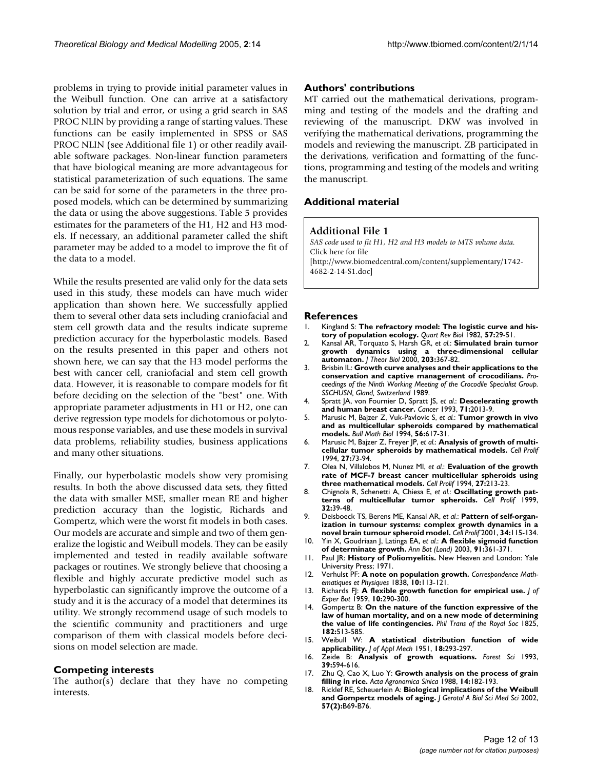problems in trying to provide initial parameter values in the Weibull function. One can arrive at a satisfactory solution by trial and error, or using a grid search in SAS PROC NLIN by providing a range of starting values. These functions can be easily implemented in SPSS or SAS PROC NLIN (see Additional file 1) or other readily available software packages. Non-linear function parameters that have biological meaning are more advantageous for statistical parameterization of such equations. The same can be said for some of the parameters in the three proposed models, which can be determined by summarizing the data or using the above suggestions. Table 5 provides estimates for the parameters of the H1, H2 and H3 models. If necessary, an additional parameter called the shift parameter may be added to a model to improve the fit of the data to a model.

While the results presented are valid only for the data sets used in this study, these models can have much wider application than shown here. We successfully applied them to several other data sets including craniofacial and stem cell growth data and the results indicate supreme prediction accuracy for the hyperbolastic models. Based on the results presented in this paper and others not shown here, we can say that the H3 model performs the best with cancer cell, craniofacial and stem cell growth data. However, it is reasonable to compare models for fit before deciding on the selection of the "best" one. With appropriate parameter adjustments in H1 or H2, one can derive regression type models for dichotomous or polytomous response variables, and use these models in survival data problems, reliability studies, business applications and many other situations.

Finally, our hyperbolastic models show very promising results. In both the above discussed data sets, they fitted the data with smaller MSE, smaller mean RE and higher prediction accuracy than the logistic, Richards and Gompertz, which were the worst fit models in both cases. Our models are accurate and simple and two of them generalize the logistic and Weibull models. They can be easily implemented and tested in readily available software packages or routines. We strongly believe that choosing a flexible and highly accurate predictive model such as hyperbolastic can significantly improve the outcome of a study and it is the accuracy of a model that determines its utility. We strongly recommend usage of such models to the scientific community and practitioners and urge comparison of them with classical models before decisions on model selection are made.

## Competing interests

The author(s) declare that they have no competing interests.

## Authors' contributions

MT carried out the mathematical derivations, programming and testing of the models and the drafting and reviewing of the manuscript. DKW was involved in verifying the mathematical derivations, programming the models and reviewing the manuscript. ZB participated in the derivations, verification and formatting of the functions, programming and testing of the models and writing the manuscript.

## Additional material

### Additional File 1

*SAS code used to fit H1, H2 and H3 models to MTS volume data.*
Click here for file
[http://www.biomedcentral.com/content/supplementary/1742-4682-2-14-S1.doc]

## References

1. Kingland S: **The refractory model: The logistic curve and history of population ecology.** *Quart Rev Biol* 1982, **57:**29-51.
2. Kansal AR, Torquato S, Harsh GR, *et al.*: **Simulated brain tumor growth dynamics using a three-dimensional cellular automaton.** *J Theor Biol* 2000, **203:**367-82.
3. Brisbin IL: **Growth curve analyses and their applications to the conservation and captive management of crocodilians.** *Proceedings of the Ninth Working Meeting of the Crocodile Specialist Group. SSCHUSN, Gland, Switzerland* 1989.
4. Spratt JA, von Fournier D, Spratt JS, *et al.*: **Descelerating growth and human breast cancer.** *Cancer* 1993, **71:**2013-9.
5. Marusic M, Bajzer Z, Vuk-Pavlovic S, *et al.*: **Tumor growth in vivo and as multicellular spheroids compared by mathematical models.** *Bull Math Biol* 1994, **56:**617-31.
6. Marusic M, Bajzer Z, Freyer JP, *et al.*: **Analysis of growth of multicellular tumor spheroids by mathematical models.** *Cell Prolif* 1994, **27:**73-94.
7. Olea N, Villalobos M, Nunez MI, *et al.*: **Evaluation of the growth rate of MCF-7 breast cancer multicellular spheroids using three mathematical models.** *Cell Prolif* 1994, **27:**213-23.
8. Chignola R, Schenetti A, Chiesa E, *et al.*: **Oscillating growth patterns of multicellular tumor spheroids.** *Cell Prolif* 1999, **32:**39-48.
9. Deisboeck TS, Berens ME, Kansal AR, *et al.*: **Pattern of self-organization in tumour systems: complex growth dynamics in a novel brain tumour spheroid model.** *Cell Prolif* 2001, **34:**115-134.
10. Yin X, Goudriaan J, Latinga EA, *et al.*: **A flexible sigmoid function of determinate growth.** *Ann Bot (Lond)* 2003, **91:**361-371.
11. Paul JR: **History of Poliomyelitis.** New Heaven and London: Yale University Press; 1971.
12. Verhulst PF: **A note on population growth.** *Correspondence Mathematiques et Physiques* 1838, **10:**113-121.
13. Richards FJ: **A flexible growth function for empirical use.** *J of Exper Bot* 1959, **10:**290-300.
14. Gompertz B: **On the nature of the function expressive of the law of human mortality, and on a new mode of determining the value of life contingencies.** *Phil Trans of the Royal Soc* 1825, **182:**513-585.
15. Weibull W: **A statistical distribution function of wide applicability.** *J of Appl Mech* 1951, **18:**293-297.
16. Zeide B: **Analysis of growth equations.** *Forest Sci* 1993, **39:**594-616.
17. Zhu Q, Cao X, Luo Y: **Growth analysis on the process of grain filling in rice.** *Acta Agronomica Sinica* 1988, **14:**182-193.
18. Ricklef RE, Scheuerlein A: **Biological implications of the Weibull and Gompertz models of aging.** *J Gerotol A Biol Sci Med Sci* 2002, **57(2):**B69-B76.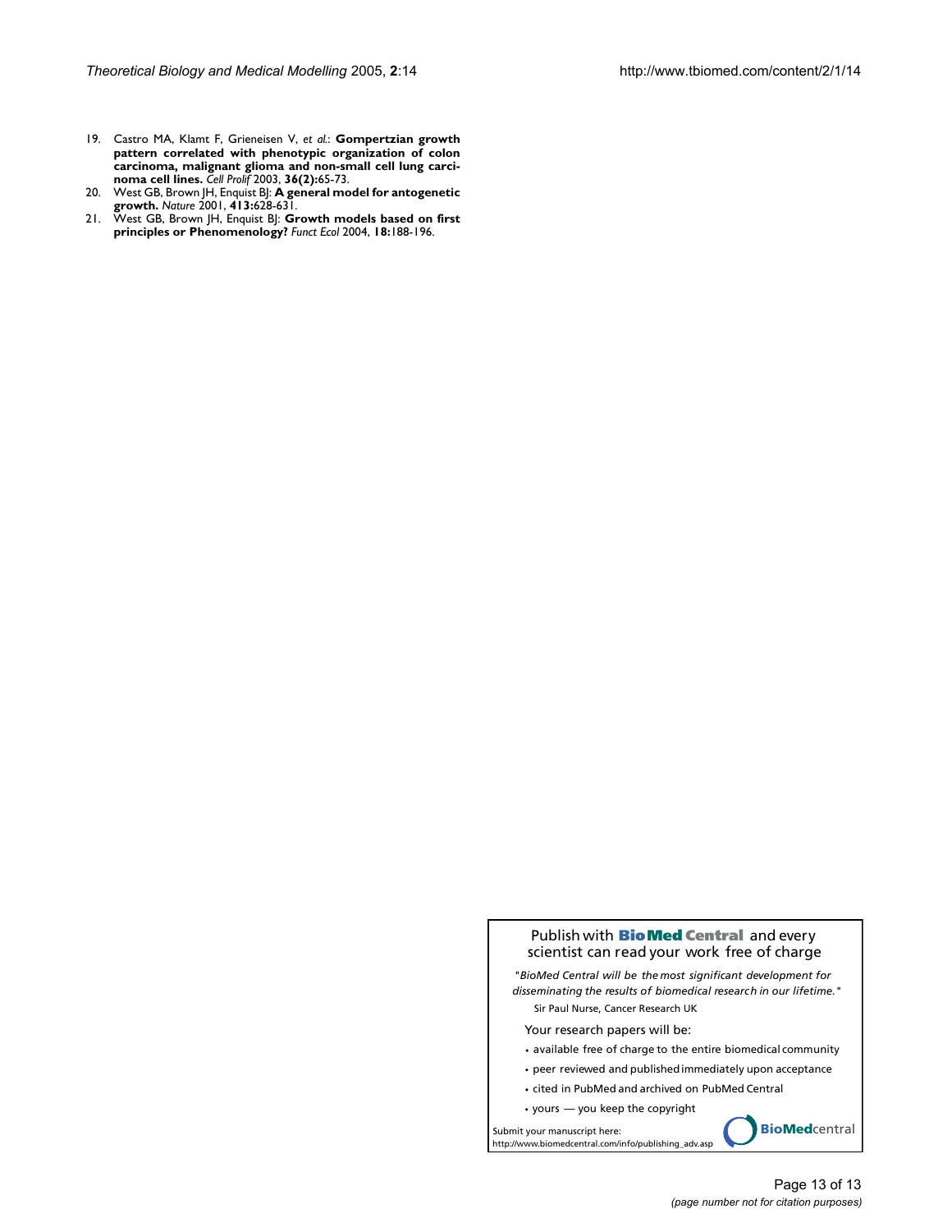19. Castro MA, Klamt F, Grieneisen V, *et al.*: **Gompertzian growth pattern correlated with phenotypic organization of colon carcinoma, malignant glioma and non-small cell lung carcinoma cell lines.** *Cell Prolif* 2003, **36(2):**65-73.
20. West GB, Brown JH, Enquist BJ: **A general model for antogenetic growth.** *Nature* 2001, **413:**628-631.
21. West GB, Brown JH, Enquist BJ: **Growth models based on first principles or Phenomenology?** *Funct Ecol* 2004, **18:**188-196.

Publish with **BioMed Central** and every scientist can read your work free of charge

*"BioMed Central will be the most significant development for disseminating the results of biomedical research in our lifetime."*

Sir Paul Nurse, Cancer Research UK

Your research papers will be:

- available free of charge to the entire biomedical community
- peer reviewed and published immediately upon acceptance
- cited in PubMed and archived on PubMed Central
- yours — you keep the copyright

Submit your manuscript here:
http://www.biomedcentral.com/info/publishing_adv.asp

**BioMed**central